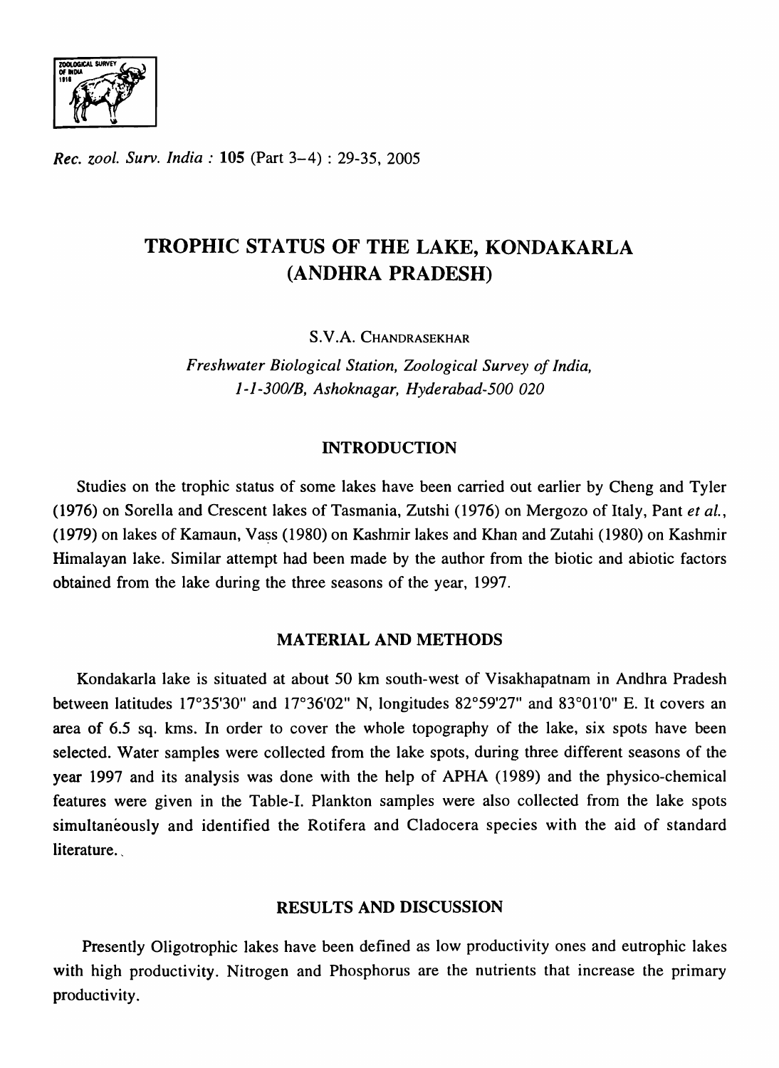# TROPHIC STATUS OF THE LAKE, KONDAKARLA (ANDHRA PRADESH)

S.V.A. CHANDRASEKHAR

*Freshwater Biological Station, Zoological Survey of India, 1-1-300/B, Ashoknagar, Hyderabad-500 020*

## INTRODUCTION

Studies on the trophic status of some lakes have been carried out earlier by Cheng and Tyler (1976) on Sorella and Crescent lakes of Tasmania, Zutshi (1976) on Mergozo of Italy, Pant *et al.*, (1979) on lakes of Kamaun, Vass (1980) on Kashmir lakes and Khan and Zutahi (1980) on Kashmir Himalayan lake. Similar attempt had been made by the author from the biotic and abiotic factors obtained from the lake during the three seasons of the year, 1997.

## MATERIAL AND METHODS

Kondakarla lake is situated at about 50 km south-west of Visakhapatnam in Andhra Pradesh between latitudes 17°35'30" and 17°36'02" N, longitudes 82°59'27" and 83°01'0" E. It covers an area of 6.5 sq. kms. In order to cover the whole topography of the lake, six spots have been selected. Water samples were collected from the lake spots, during three different seasons of the year 1997 and its analysis was done with the help of APHA (1989) and the physico-chemical features were given in the Table-I. Plankton samples were also collected from the lake spots simultaneously and identified the Rotifera and Cladocera species with the aid of standard literature.

## RESULTS AND DISCUSSION

Presently Oligotrophic lakes have been defined as low productivity ones and eutrophic lakes with high productivity. Nitrogen and Phosphorus are the nutrients that increase the primary productivity.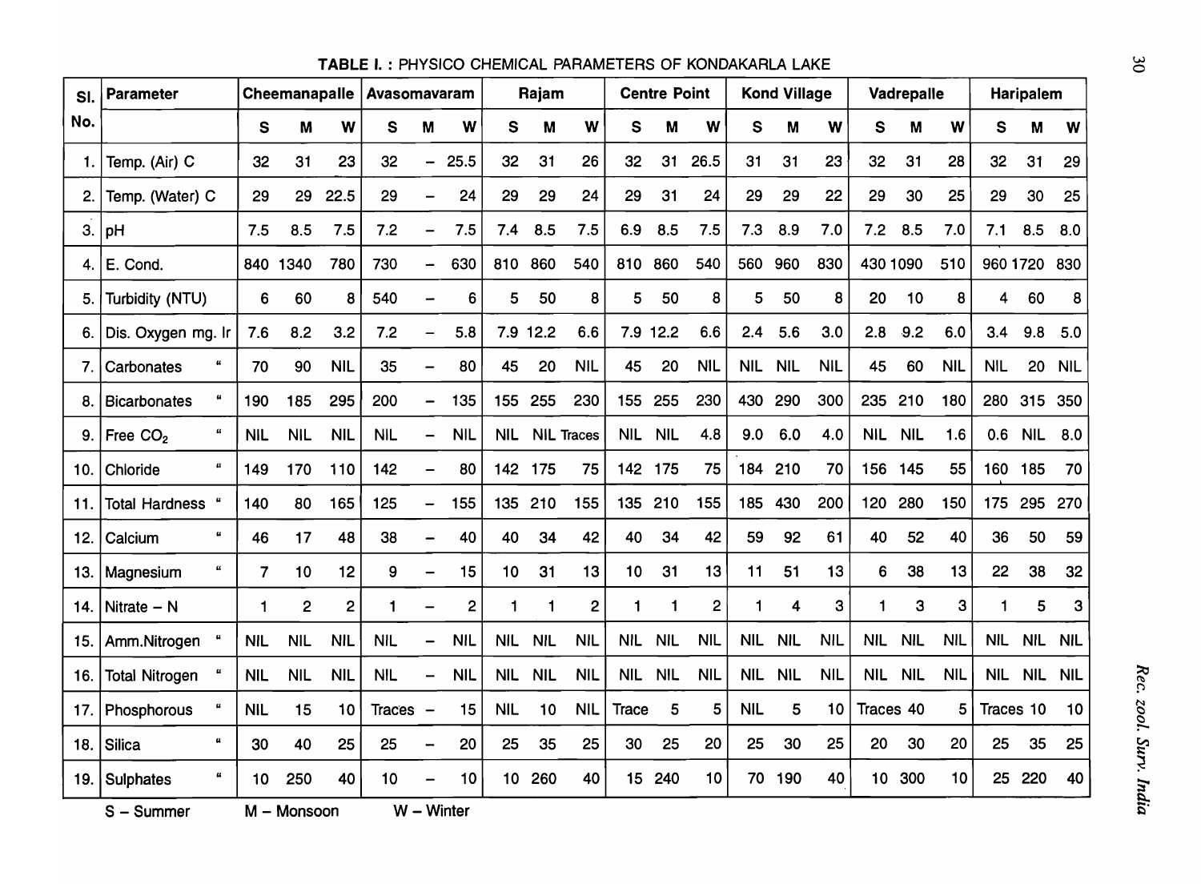**TABLE I. : PHYSICO CHEMICAL PARAMETERS OF KONDAKARLA LAKE**

| Sl. No. | Parameter | Cheemanapalle | | | Avasomavaram | | | Rajam | | | Centre Point | | | Kond Village | | | Vadrepalle | | | Haripalem | | |
|---|---|---|---|---|---|---|---|---|---|---|---|---|---|---|---|---|---|---|---|---|---|---|
| | | S | M | W | S | M | W | S | M | W | S | M | W | S | M | W | S | M | W | S | M | W |
| 1. | Temp. (Air) C | 32 | 31 | 23 | 32 | – | 25.5 | 32 | 31 | 26 | 32 | 31 | 26.5 | 31 | 31 | 23 | 32 | 31 | 28 | 32 | 31 | 29 |
| 2. | Temp. (Water) C | 29 | 29 | 22.5 | 29 | – | 24 | 29 | 29 | 24 | 29 | 31 | 24 | 29 | 29 | 22 | 29 | 30 | 25 | 29 | 30 | 25 |
| 3. | pH | 7.5 | 8.5 | 7.5 | 7.2 | – | 7.5 | 7.4 | 8.5 | 7.5 | 6.9 | 8.5 | 7.5 | 7.3 | 8.9 | 7.0 | 7.2 | 8.5 | 7.0 | 7.1 | 8.5 | 8.0 |
| 4. | E. Cond. | 840 | 1340 | 780 | 730 | – | 630 | 810 | 860 | 540 | 810 | 860 | 540 | 560 | 960 | 830 | 430 | 1090 | 510 | 960 | 1720 | 830 |
| 5. | Turbidity (NTU) | 6 | 60 | 8 | 540 | – | 6 | 5 | 50 | 8 | 5 | 50 | 8 | 5 | 50 | 8 | 20 | 10 | 8 | 4 | 60 | 8 |
| 6. | Dis. Oxygen mg. lr | 7.6 | 8.2 | 3.2 | 7.2 | – | 5.8 | 7.9 | 12.2 | 6.6 | 7.9 | 12.2 | 6.6 | 2.4 | 5.6 | 3.0 | 2.8 | 9.2 | 6.0 | 3.4 | 9.8 | 5.0 |
| 7. | Carbonates " | 70 | 90 | NIL | 35 | – | 80 | 45 | 20 | NIL | 45 | 20 | NIL | NIL | NIL | NIL | 45 | 60 | NIL | NIL | 20 | NIL |
| 8. | Bicarbonates " | 190 | 185 | 295 | 200 | – | 135 | 155 | 255 | 230 | 155 | 255 | 230 | 430 | 290 | 300 | 235 | 210 | 180 | 280 | 315 | 350 |
| 9. | Free $CO_2$ " | NIL | NIL | NIL | NIL | – | NIL | NIL | NIL | Traces | NIL | NIL | 4.8 | 9.0 | 6.0 | 4.0 | NIL | NIL | 1.6 | 0.6 | NIL | 8.0 |
| 10. | Chloride " | 149 | 170 | 110 | 142 | – | 80 | 142 | 175 | 75 | 142 | 175 | 75 | 184 | 210 | 70 | 156 | 145 | 55 | 160 | 185 | 70 |
| 11. | Total Hardness " | 140 | 80 | 165 | 125 | – | 155 | 135 | 210 | 155 | 135 | 210 | 155 | 185 | 430 | 200 | 120 | 280 | 150 | 175 | 295 | 270 |
| 12. | Calcium " | 46 | 17 | 48 | 38 | – | 40 | 40 | 34 | 42 | 40 | 34 | 42 | 59 | 92 | 61 | 40 | 52 | 40 | 36 | 50 | 59 |
| 13. | Magnesium " | 7 | 10 | 12 | 9 | – | 15 | 10 | 31 | 13 | 10 | 31 | 13 | 11 | 51 | 13 | 6 | 38 | 13 | 22 | 38 | 32 |
| 14. | Nitrate – N | 1 | 2 | 2 | 1 | – | 2 | 1 | 1 | 2 | 1 | 1 | 2 | 1 | 4 | 3 | 1 | 3 | 3 | 1 | 5 | 3 |
| 15. | Amm.Nitrogen " | NIL | NIL | NIL | NIL | – | NIL | NIL | NIL | NIL | NIL | NIL | NIL | NIL | NIL | NIL | NIL | NIL | NIL | NIL | NIL | NIL |
| 16. | Total Nitrogen " | NIL | NIL | NIL | NIL | – | NIL | NIL | NIL | NIL | NIL | NIL | NIL | NIL | NIL | NIL | NIL | NIL | NIL | NIL | NIL | NIL |
| 17. | Phosphorous " | NIL | 15 | 10 | Traces | – | 15 | NIL | 10 | NIL | Trace | 5 | 5 | NIL | 5 | 10 | Traces | 40 | 5 | Traces | 10 | 10 |
| 18. | Silica " | 30 | 40 | 25 | 25 | – | 20 | 25 | 35 | 25 | 30 | 25 | 20 | 25 | 30 | 25 | 20 | 30 | 20 | 25 | 35 | 25 |
| 19. | Sulphates " | 10 | 250 | 40 | 10 | – | 10 | 10 | 260 | 40 | 15 | 240 | 10 | 70 | 190 | 40 | 10 | 300 | 10 | 25 | 220 | 40 |

S – Summer M – Monsoon W – Winter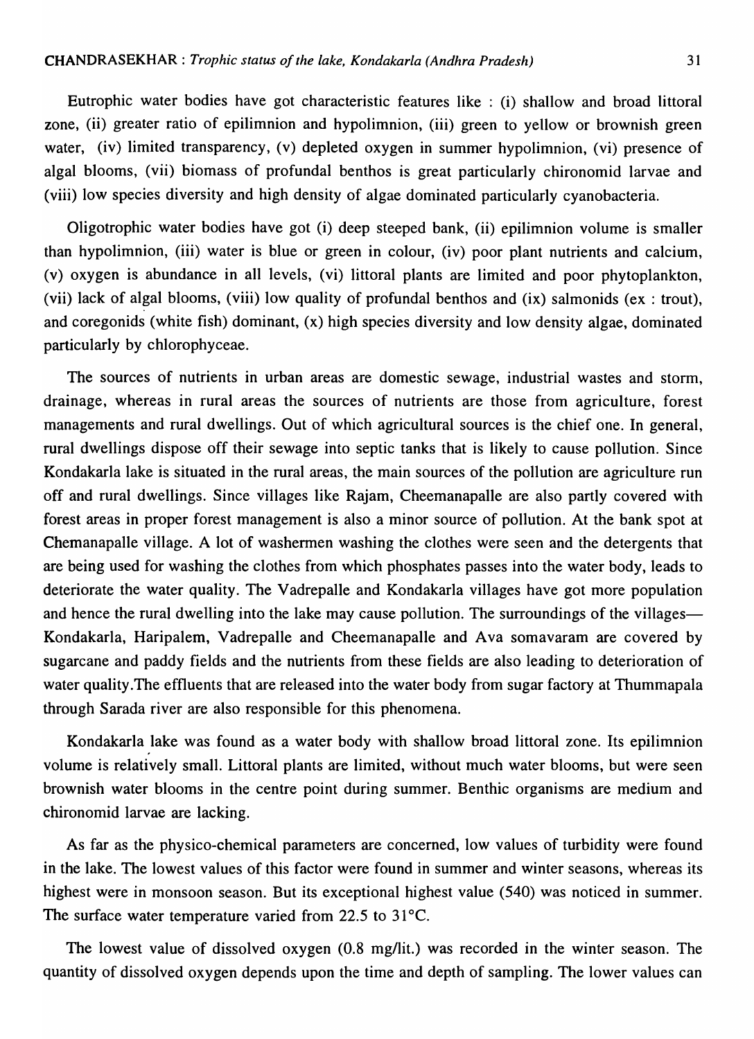Eutrophic water bodies have got characteristic features like : (i) shallow and broad littoral zone, (ii) greater ratio of epilimnion and hypolimnion, (iii) green to yellow or brownish green water, (iv) limited transparency, (v) depleted oxygen in summer hypolimnion, (vi) presence of algal blooms, (vii) biomass of profundal benthos is great particularly chironomid larvae and (viii) low species diversity and high density of algae dominated particularly cyanobacteria.

Oligotrophic water bodies have got (i) deep steeped bank, (ii) epilimnion volume is smaller than hypolimnion, (iii) water is blue or green in colour, (iv) poor plant nutrients and calcium, (v) oxygen is abundance in all levels, (vi) littoral plants are limited and poor phytoplankton, (vii) lack of algal blooms, (viii) low quality of profundal benthos and (ix) salmonids (ex : trout), and coregonids (white fish) dominant, (x) high species diversity and low density algae, dominated particularly by chlorophyceae.

The sources of nutrients in urban areas are domestic sewage, industrial wastes and storm, drainage, whereas in rural areas the sources of nutrients are those from agriculture, forest managements and rural dwellings. Out of which agricultural sources is the chief one. In general, rural dwellings dispose off their sewage into septic tanks that is likely to cause pollution. Since Kondakarla lake is situated in the rural areas, the main sources of the pollution are agriculture run off and rural dwellings. Since villages like Rajam, Cheemanapalle are also partly covered with forest areas in proper forest management is also a minor source of pollution. At the bank spot at Chemanapalle village. A lot of washermen washing the clothes were seen and the detergents that are being used for washing the clothes from which phosphates passes into the water body, leads to deteriorate the water quality. The Vadrepalle and Kondakarla villages have got more population and hence the rural dwelling into the lake may cause pollution. The surroundings of the villages— Kondakarla, Haripalem, Vadrepalle and Cheemanapalle and Ava somavaram are covered by sugarcane and paddy fields and the nutrients from these fields are also leading to deterioration of water quality.The effluents that are released into the water body from sugar factory at Thummapala through Sarada river are also responsible for this phenomena.

Kondakarla lake was found as a water body with shallow broad littoral zone. Its epilimnion volume is relatively small. Littoral plants are limited, without much water blooms, but were seen brownish water blooms in the centre point during summer. Benthic organisms are medium and chironomid larvae are lacking.

As far as the physico-chemical parameters are concerned, low values of turbidity were found in the lake. The lowest values of this factor were found in summer and winter seasons, whereas its highest were in monsoon season. But its exceptional highest value (540) was noticed in summer. The surface water temperature varied from 22.5 to 31°C.

The lowest value of dissolved oxygen (0.8 mg/lit.) was recorded in the winter season. The quantity of dissolved oxygen depends upon the time and depth of sampling. The lower values can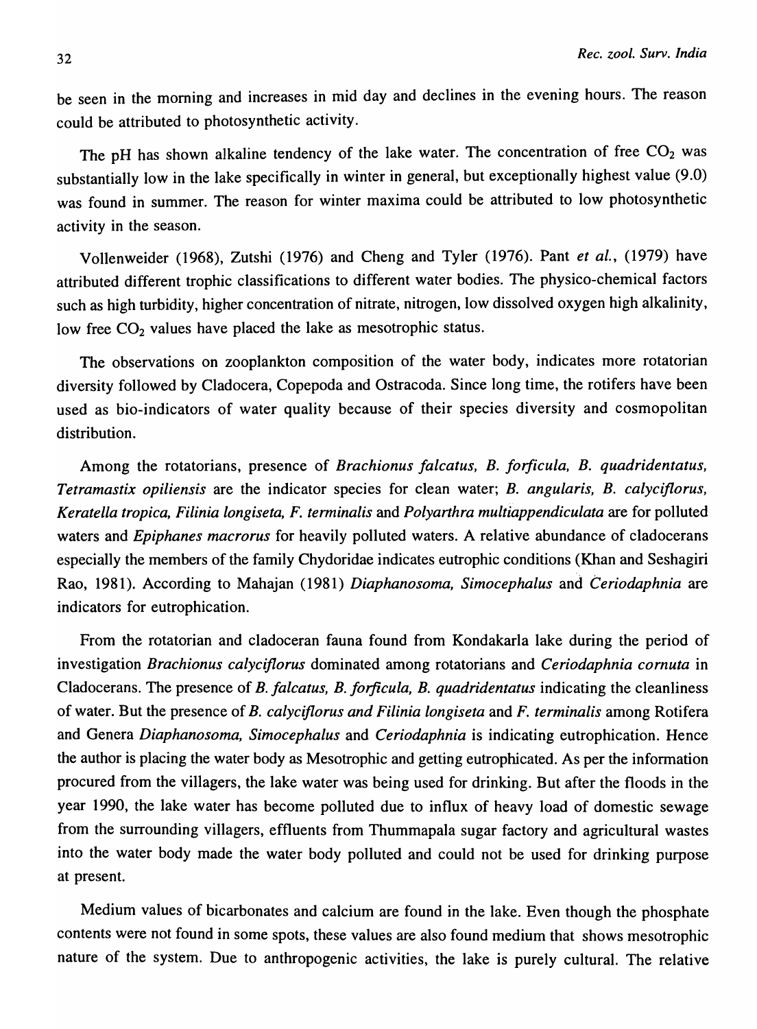be seen in the morning and increases in mid day and declines in the evening hours. The reason could be attributed to photosynthetic activity.

The pH has shown alkaline tendency of the lake water. The concentration of free $CO_2$ was substantially low in the lake specifically in winter in general, but exceptionally highest value (9.0) was found in summer. The reason for winter maxima could be attributed to low photosynthetic activity in the season.

Vollenweider (1968), Zutshi (1976) and Cheng and Tyler (1976). Pant *et al.*, (1979) have attributed different trophic classifications to different water bodies. The physico-chemical factors such as high turbidity, higher concentration of nitrate, nitrogen, low dissolved oxygen high alkalinity, low free $CO_2$ values have placed the lake as mesotrophic status.

The observations on zooplankton composition of the water body, indicates more rotatorian diversity followed by Cladocera, Copepoda and Ostracoda. Since long time, the rotifers have been used as bio-indicators of water quality because of their species diversity and cosmopolitan distribution.

Among the rotatorians, presence of *Brachionus falcatus, B. forficula, B. quadridentatus, Tetramastix opiliensis* are the indicator species for clean water; *B. angularis, B. calyciflorus, Keratella tropica, Filinia longiseta, F. terminalis* and *Polyarthra multiappendiculata* are for polluted waters and *Epiphanes macrorus* for heavily polluted waters. A relative abundance of cladocerans especially the members of the family Chydoridae indicates eutrophic conditions (Khan and Seshagiri Rao, 1981). According to Mahajan (1981) *Diaphanosoma, Simocephalus* and *Ceriodaphnia* are indicators for eutrophication.

From the rotatorian and cladoceran fauna found from Kondakarla lake during the period of investigation *Brachionus calyciflorus* dominated among rotatorians and *Ceriodaphnia cornuta* in Cladocerans. The presence of *B. falcatus, B. forficula, B. quadridentatus* indicating the cleanliness of water. But the presence of *B. calyciflorus and Filinia longiseta* and *F. terminalis* among Rotifera and Genera *Diaphanosoma, Simocephalus* and *Ceriodaphnia* is indicating eutrophication. Hence the author is placing the water body as Mesotrophic and getting eutrophicated. As per the information procured from the villagers, the lake water was being used for drinking. But after the floods in the year 1990, the lake water has become polluted due to influx of heavy load of domestic sewage from the surrounding villagers, effluents from Thummapala sugar factory and agricultural wastes into the water body made the water body polluted and could not be used for drinking purpose at present.

Medium values of bicarbonates and calcium are found in the lake. Even though the phosphate contents were not found in some spots, these values are also found medium that shows mesotrophic nature of the system. Due to anthropogenic activities, the lake is purely cultural. The relative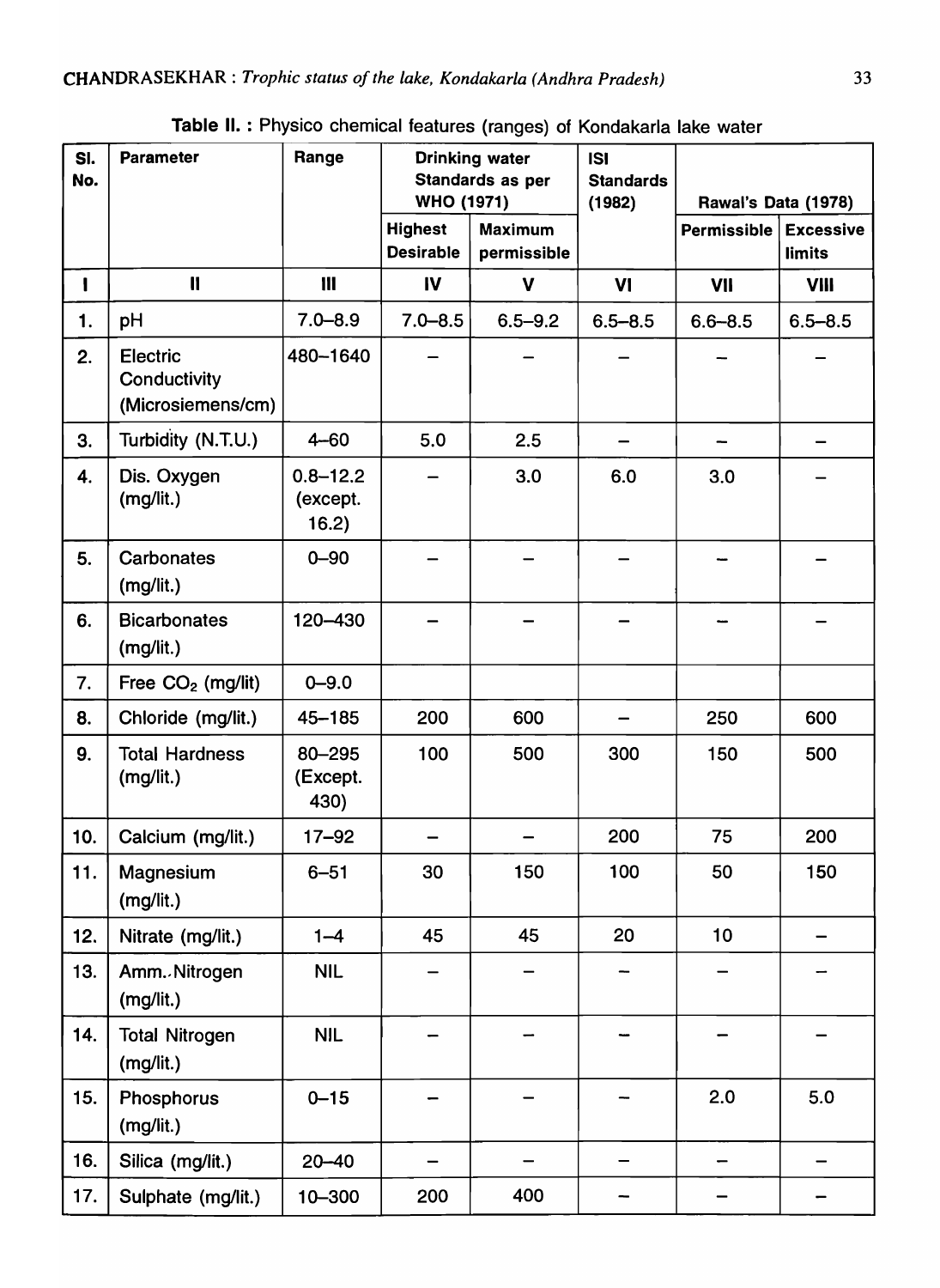**Table II. :** Physico chemical features (ranges) of Kondakarla lake water

| Sl. No. | Parameter | Range | Drinking water Standards as per WHO (1971) | | ISI Standards (1982) | Rawal's Data (1978) | |
|---|---|---|---|---|---|---|---|
| | | | Highest Desirable | Maximum permissible | | Permissible | Excessive limits |
| I | II | III | IV | V | VI | VII | VIII |
| 1. | pH | 7.0–8.9 | 7.0–8.5 | 6.5–9.2 | 6.5–8.5 | 6.6–8.5 | 6.5–8.5 |
| 2. | Electric Conductivity (Microsiemens/cm) | 480–1640 | – | – | – | – | – |
| 3. | Turbidity (N.T.U.) | 4–60 | 5.0 | 2.5 | – | – | – |
| 4. | Dis. Oxygen (mg/lit.) | 0.8–12.2 (except. 16.2) | – | 3.0 | 6.0 | 3.0 | – |
| 5. | Carbonates (mg/lit.) | 0–90 | – | – | – | – | – |
| 6. | Bicarbonates (mg/lit.) | 120–430 | – | – | – | – | – |
| 7. | Free $CO_2$ (mg/lit) | 0–9.0 | | | | | |
| 8. | Chloride (mg/lit.) | 45–185 | 200 | 600 | – | 250 | 600 |
| 9. | Total Hardness (mg/lit.) | 80–295 (Except. 430) | 100 | 500 | 300 | 150 | 500 |
| 10. | Calcium (mg/lit.) | 17–92 | – | – | 200 | 75 | 200 |
| 11. | Magnesium (mg/lit.) | 6–51 | 30 | 150 | 100 | 50 | 150 |
| 12. | Nitrate (mg/lit.) | 1–4 | 45 | 45 | 20 | 10 | – |
| 13. | Amm. Nitrogen (mg/lit.) | NIL | – | – | – | – | – |
| 14. | Total Nitrogen (mg/lit.) | NIL | – | – | – | – | – |
| 15. | Phosphorus (mg/lit.) | 0–15 | – | – | – | 2.0 | 5.0 |
| 16. | Silica (mg/lit.) | 20–40 | – | – | – | – | – |
| 17. | Sulphate (mg/lit.) | 10–300 | 200 | 400 | – | – | – |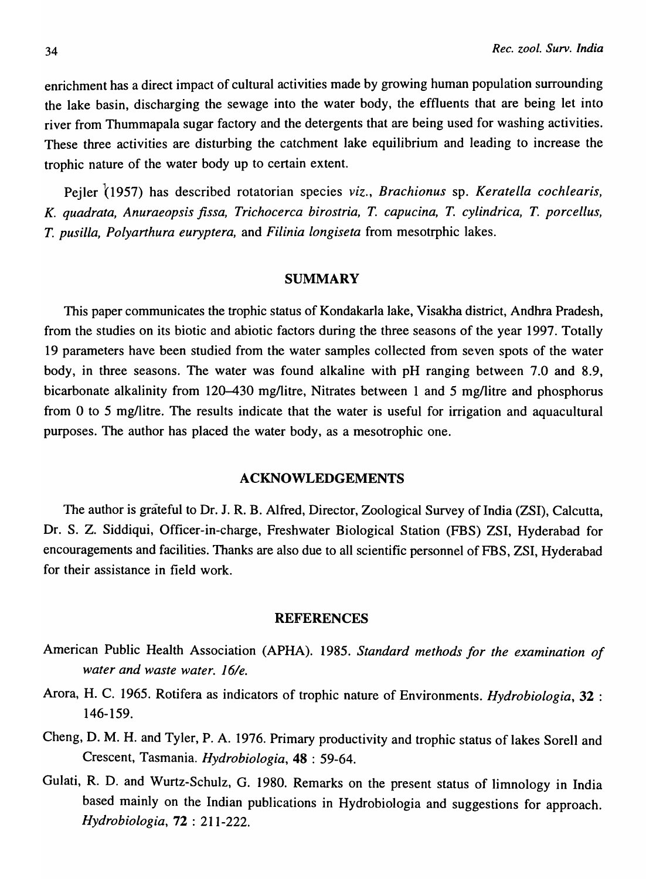enrichment has a direct impact of cultural activities made by growing human population surrounding the lake basin, discharging the sewage into the water body, the effluents that are being let into river from Thummapala sugar factory and the detergents that are being used for washing activities. These three activities are disturbing the catchment lake equilibrium and leading to increase the trophic nature of the water body up to certain extent.

Pejler (1957) has described rotatorian species *viz.*, *Brachionus* sp. *Keratella cochlearis*, *K. quadrata*, *Anuraeopsis fissa*, *Trichocerca birostria*, *T. capucina*, *T. cylindrica*, *T. porcellus*, *T. pusilla*, *Polyarthura euryptera*, and *Filinia longiseta* from mesotrphic lakes.

## SUMMARY

This paper communicates the trophic status of Kondakarla lake, Visakha district, Andhra Pradesh, from the studies on its biotic and abiotic factors during the three seasons of the year 1997. Totally 19 parameters have been studied from the water samples collected from seven spots of the water body, in three seasons. The water was found alkaline with pH ranging between 7.0 and 8.9, bicarbonate alkalinity from 120–430 mg/litre, Nitrates between 1 and 5 mg/litre and phosphorus from 0 to 5 mg/litre. The results indicate that the water is useful for irrigation and aquacultural purposes. The author has placed the water body, as a mesotrophic one.

## ACKNOWLEDGEMENTS

The author is grateful to Dr. J. R. B. Alfred, Director, Zoological Survey of India (ZSI), Calcutta, Dr. S. Z. Siddiqui, Officer-in-charge, Freshwater Biological Station (FBS) ZSI, Hyderabad for encouragements and facilities. Thanks are also due to all scientific personnel of FBS, ZSI, Hyderabad for their assistance in field work.

## REFERENCES

American Public Health Association (APHA). 1985. *Standard methods for the examination of water and waste water. 16/e.*

Arora, H. C. 1965. Rotifera as indicators of trophic nature of Environments. *Hydrobiologia*, **32** : 146-159.

Cheng, D. M. H. and Tyler, P. A. 1976. Primary productivity and trophic status of lakes Sorell and Crescent, Tasmania. *Hydrobiologia*, **48** : 59-64.

Gulati, R. D. and Wurtz-Schulz, G. 1980. Remarks on the present status of limnology in India based mainly on the Indian publications in Hydrobiologia and suggestions for approach. *Hydrobiologia*, **72** : 211-222.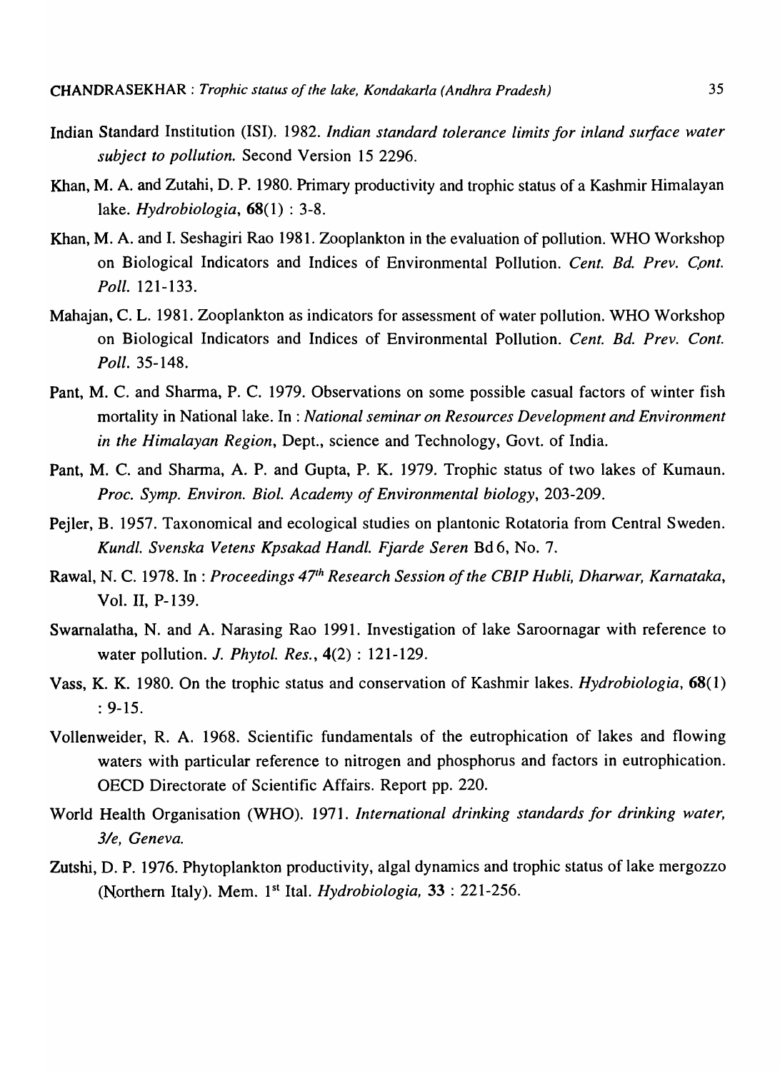Indian Standard Institution (ISI). 1982. *Indian standard tolerance limits for inland surface water subject to pollution.* Second Version 15 2296.

Khan, M. A. and Zutahi, D. P. 1980. Primary productivity and trophic status of a Kashmir Himalayan lake. *Hydrobiologia*, **68**(1) : 3-8.

Khan, M. A. and I. Seshagiri Rao 1981. Zooplankton in the evaluation of pollution. WHO Workshop on Biological Indicators and Indices of Environmental Pollution. *Cent. Bd. Prev. Cont. Poll.* 121-133.

Mahajan, C. L. 1981. Zooplankton as indicators for assessment of water pollution. WHO Workshop on Biological Indicators and Indices of Environmental Pollution. *Cent. Bd. Prev. Cont. Poll.* 35-148.

Pant, M. C. and Sharma, P. C. 1979. Observations on some possible casual factors of winter fish mortality in National lake. In : *National seminar on Resources Development and Environment in the Himalayan Region*, Dept., science and Technology, Govt. of India.

Pant, M. C. and Sharma, A. P. and Gupta, P. K. 1979. Trophic status of two lakes of Kumaun. *Proc. Symp. Environ. Biol. Academy of Environmental biology*, 203-209.

Pejler, B. 1957. Taxonomical and ecological studies on plantonic Rotatoria from Central Sweden. *Kundl. Svenska Vetens Kpsakad Handl. Fjarde Seren* Bd 6, No. 7.

Rawal, N. C. 1978. In : *Proceedings 47th Research Session of the CBIP Hubli, Dharwar, Karnataka*, Vol. II, P-139.

Swarnalatha, N. and A. Narasing Rao 1991. Investigation of lake Saroornagar with reference to water pollution. *J. Phytol. Res.*, **4**(2) : 121-129.

Vass, K. K. 1980. On the trophic status and conservation of Kashmir lakes. *Hydrobiologia*, **68**(1) : 9-15.

Vollenweider, R. A. 1968. Scientific fundamentals of the eutrophication of lakes and flowing waters with particular reference to nitrogen and phosphorus and factors in eutrophication. OECD Directorate of Scientific Affairs. Report pp. 220.

World Health Organisation (WHO). 1971. *International drinking standards for drinking water, 3/e, Geneva.*

Zutshi, D. P. 1976. Phytoplankton productivity, algal dynamics and trophic status of lake mergozzo (Northern Italy). Mem. 1st Ital. *Hydrobiologia,* **33** : 221-256.